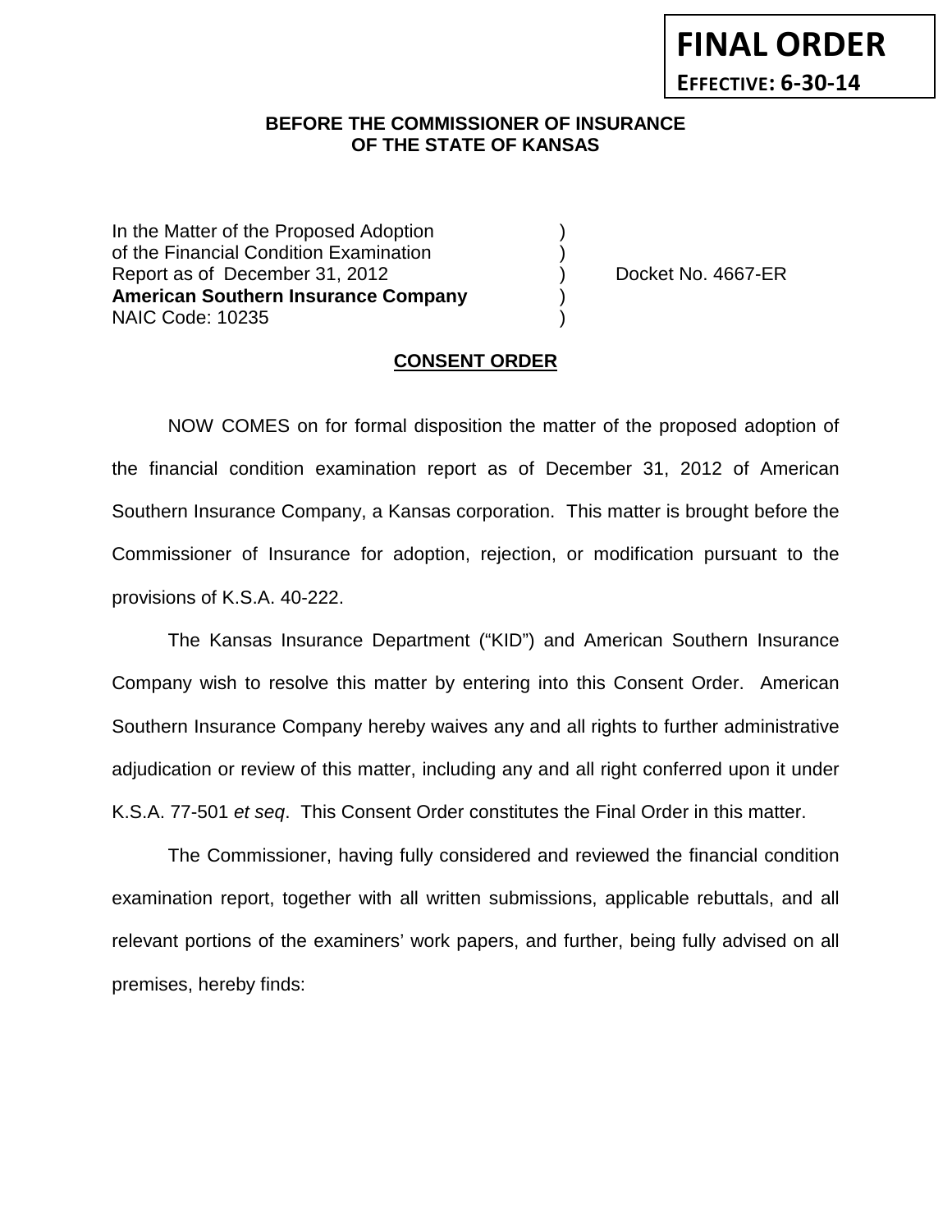**FINAL ORDER**

**EFFECTIVE: 6-30-14**

**BEFORE THE COMMISSIONER OF INSURANCE**
**OF THE STATE OF KANSAS**

In the Matter of the Proposed Adoption )
of the Financial Condition Examination )
Report as of December 31, 2012 ) Docket No. 4667-ER
**American Southern Insurance Company** )
NAIC Code: 10235 )

**CONSENT ORDER**

NOW COMES on for formal disposition the matter of the proposed adoption of the financial condition examination report as of December 31, 2012 of American Southern Insurance Company, a Kansas corporation. This matter is brought before the Commissioner of Insurance for adoption, rejection, or modification pursuant to the provisions of K.S.A. 40-222.

The Kansas Insurance Department ("KID") and American Southern Insurance Company wish to resolve this matter by entering into this Consent Order. American Southern Insurance Company hereby waives any and all rights to further administrative adjudication or review of this matter, including any and all right conferred upon it under K.S.A. 77-501 *et seq*. This Consent Order constitutes the Final Order in this matter.

The Commissioner, having fully considered and reviewed the financial condition examination report, together with all written submissions, applicable rebuttals, and all relevant portions of the examiners' work papers, and further, being fully advised on all premises, hereby finds: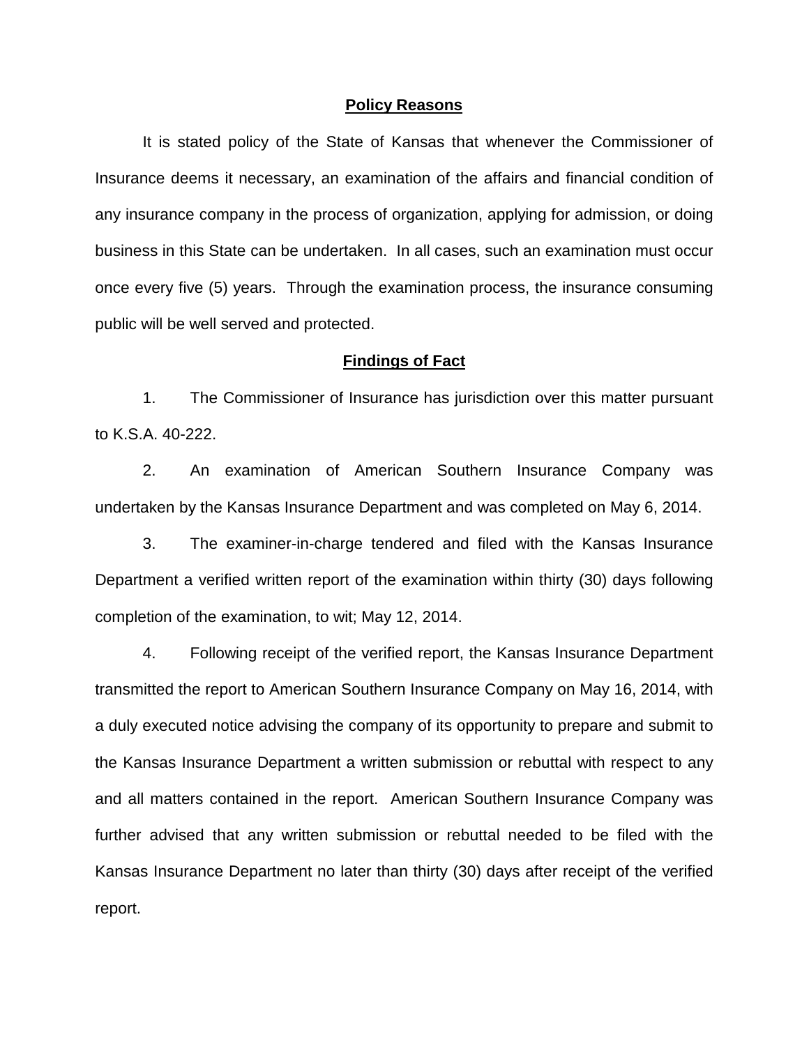## Policy Reasons

It is stated policy of the State of Kansas that whenever the Commissioner of Insurance deems it necessary, an examination of the affairs and financial condition of any insurance company in the process of organization, applying for admission, or doing business in this State can be undertaken. In all cases, such an examination must occur once every five (5) years. Through the examination process, the insurance consuming public will be well served and protected.

## Findings of Fact

1. The Commissioner of Insurance has jurisdiction over this matter pursuant to K.S.A. 40-222.

2. An examination of American Southern Insurance Company was undertaken by the Kansas Insurance Department and was completed on May 6, 2014.

3. The examiner-in-charge tendered and filed with the Kansas Insurance Department a verified written report of the examination within thirty (30) days following completion of the examination, to wit; May 12, 2014.

4. Following receipt of the verified report, the Kansas Insurance Department transmitted the report to American Southern Insurance Company on May 16, 2014, with a duly executed notice advising the company of its opportunity to prepare and submit to the Kansas Insurance Department a written submission or rebuttal with respect to any and all matters contained in the report. American Southern Insurance Company was further advised that any written submission or rebuttal needed to be filed with the Kansas Insurance Department no later than thirty (30) days after receipt of the verified report.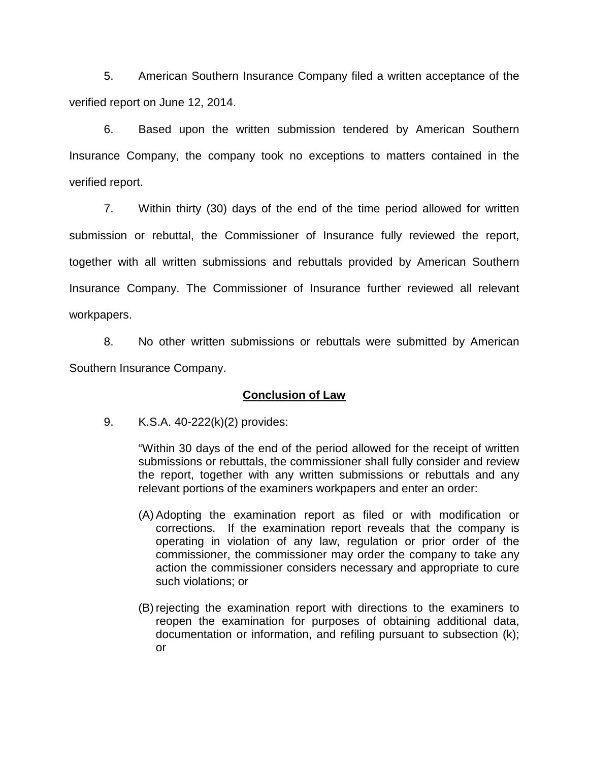5. American Southern Insurance Company filed a written acceptance of the verified report on June 12, 2014.

6. Based upon the written submission tendered by American Southern Insurance Company, the company took no exceptions to matters contained in the verified report.

7. Within thirty (30) days of the end of the time period allowed for written submission or rebuttal, the Commissioner of Insurance fully reviewed the report, together with all written submissions and rebuttals provided by American Southern Insurance Company. The Commissioner of Insurance further reviewed all relevant workpapers.

8. No other written submissions or rebuttals were submitted by American Southern Insurance Company.

## Conclusion of Law

9. K.S.A. 40-222(k)(2) provides:

> "Within 30 days of the end of the period allowed for the receipt of written submissions or rebuttals, the commissioner shall fully consider and review the report, together with any written submissions or rebuttals and any relevant portions of the examiners workpapers and enter an order:
>
> (A) Adopting the examination report as filed or with modification or corrections. If the examination report reveals that the company is operating in violation of any law, regulation or prior order of the commissioner, the commissioner may order the company to take any action the commissioner considers necessary and appropriate to cure such violations; or
>
> (B) rejecting the examination report with directions to the examiners to reopen the examination for purposes of obtaining additional data, documentation or information, and refiling pursuant to subsection (k); or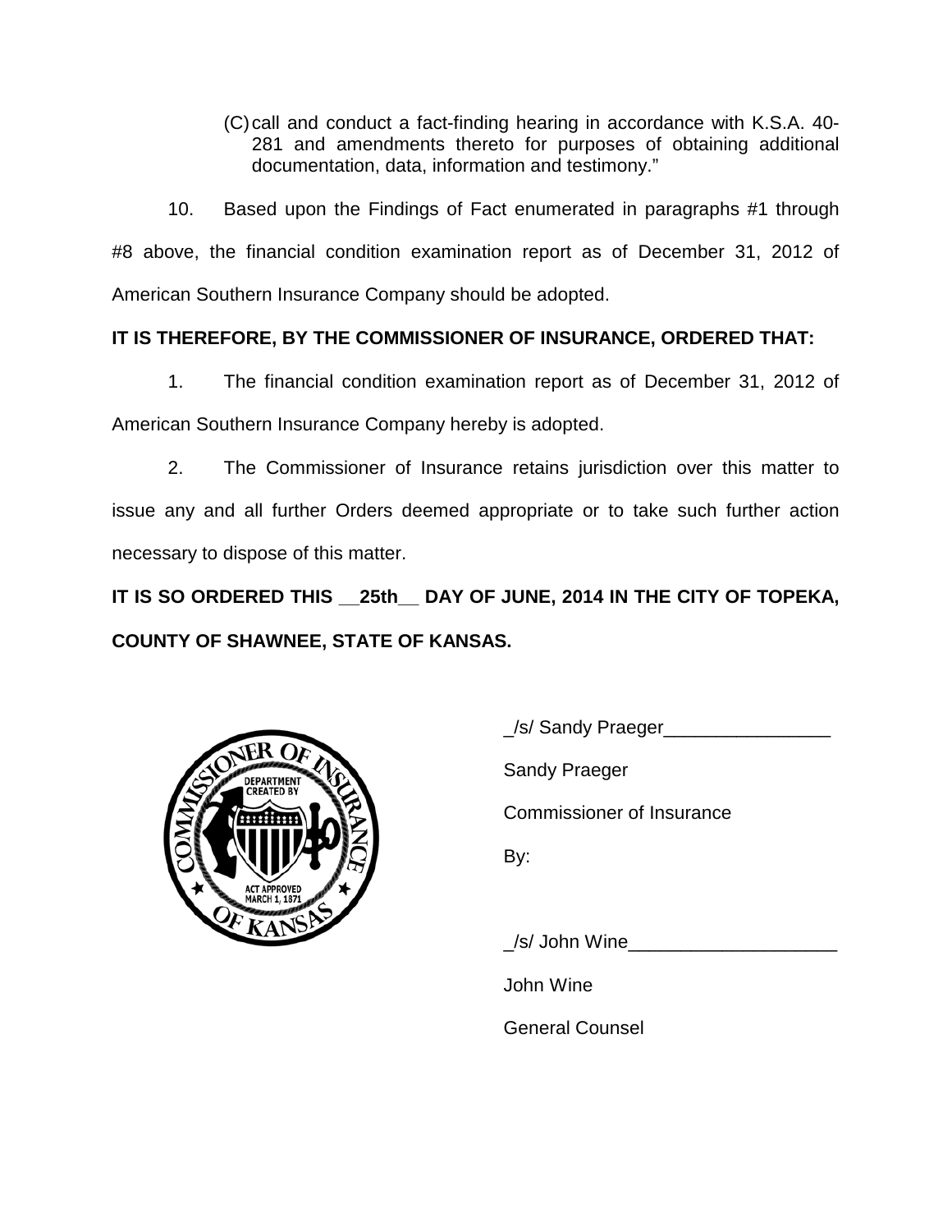(C) call and conduct a fact-finding hearing in accordance with K.S.A. 40-281 and amendments thereto for purposes of obtaining additional documentation, data, information and testimony."

10. Based upon the Findings of Fact enumerated in paragraphs #1 through #8 above, the financial condition examination report as of December 31, 2012 of American Southern Insurance Company should be adopted.

**IT IS THEREFORE, BY THE COMMISSIONER OF INSURANCE, ORDERED THAT:**

1. The financial condition examination report as of December 31, 2012 of American Southern Insurance Company hereby is adopted.

2. The Commissioner of Insurance retains jurisdiction over this matter to issue any and all further Orders deemed appropriate or to take such further action necessary to dispose of this matter.

**IT IS SO ORDERED THIS __25th__ DAY OF JUNE, 2014 IN THE CITY OF TOPEKA, COUNTY OF SHAWNEE, STATE OF KANSAS.**

_/s/ Sandy Praeger________________

Sandy Praeger

Commissioner of Insurance

By:

_/s/ John Wine____________________

John Wine

General Counsel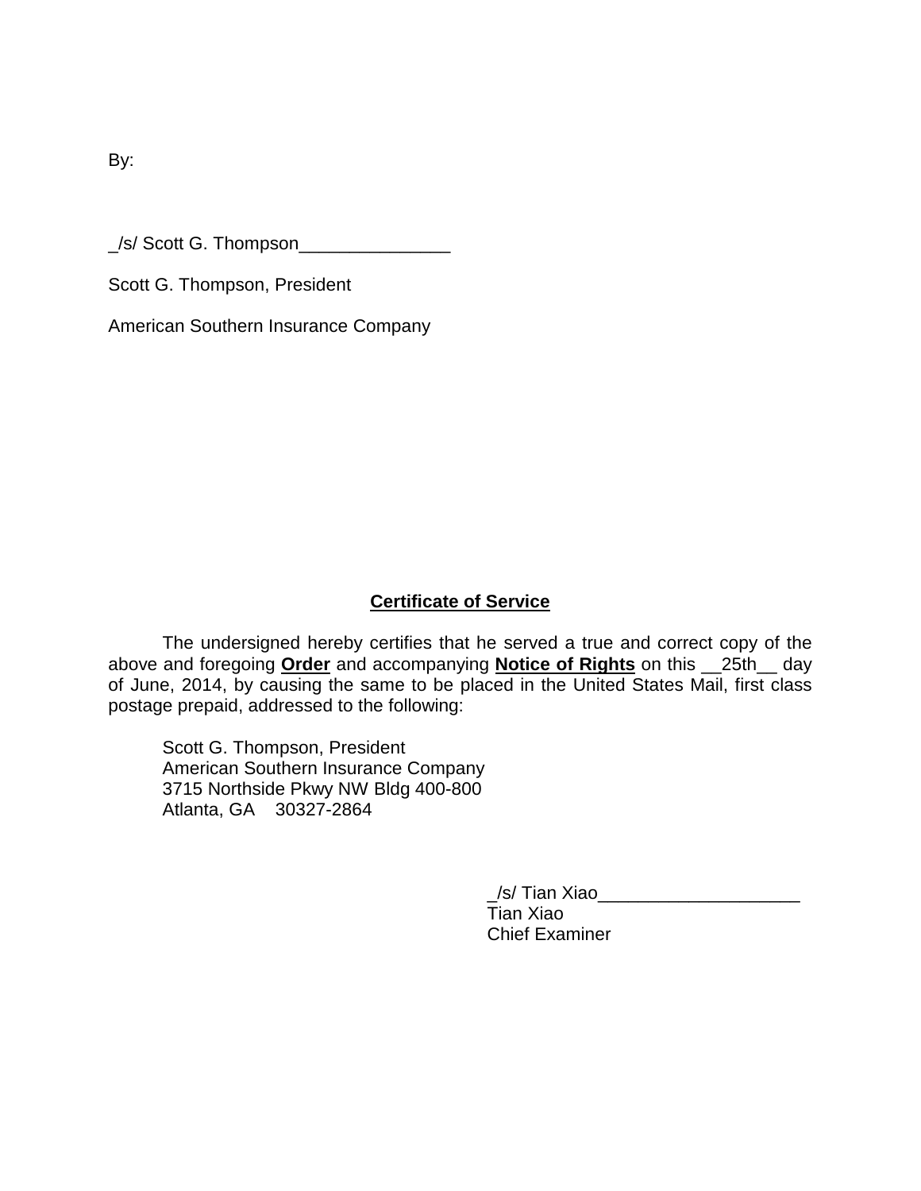By:

_/s/ Scott G. Thompson_______________

Scott G. Thompson, President

American Southern Insurance Company

## <u>Certificate of Service</u>

The undersigned hereby certifies that he served a true and correct copy of the above and foregoing **<u>Order</u>** and accompanying **<u>Notice of Rights</u>** on this __25th__ day of June, 2014, by causing the same to be placed in the United States Mail, first class postage prepaid, addressed to the following:

Scott G. Thompson, President
American Southern Insurance Company
3715 Northside Pkwy NW Bldg 400-800
Atlanta, GA 30327-2864

_/s/ Tian Xiao____________________
Tian Xiao
Chief Examiner